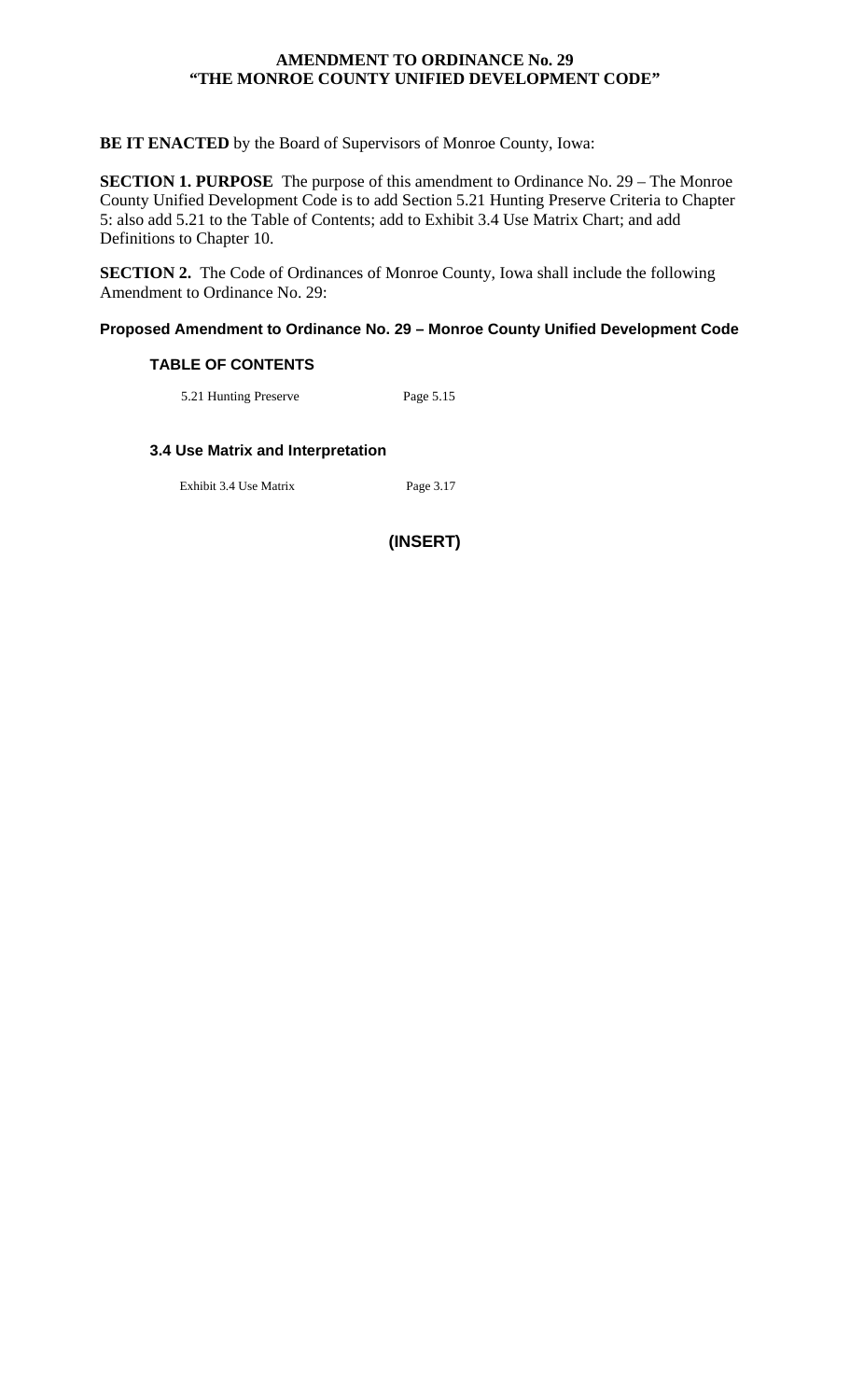# AMENDMENT TO ORDINANCE No. 29
# "THE MONROE COUNTY UNIFIED DEVELOPMENT CODE"

**BE IT ENACTED** by the Board of Supervisors of Monroe County, Iowa:

**SECTION 1. PURPOSE** The purpose of this amendment to Ordinance No. 29 – The Monroe County Unified Development Code is to add Section 5.21 Hunting Preserve Criteria to Chapter 5: also add 5.21 to the Table of Contents; add to Exhibit 3.4 Use Matrix Chart; and add Definitions to Chapter 10.

**SECTION 2.** The Code of Ordinances of Monroe County, Iowa shall include the following Amendment to Ordinance No. 29:

## Proposed Amendment to Ordinance No. 29 – Monroe County Unified Development Code

### TABLE OF CONTENTS

5.21 Hunting Preserve Page 5.15

### 3.4 Use Matrix and Interpretation

Exhibit 3.4 Use Matrix Page 3.17

**(INSERT)**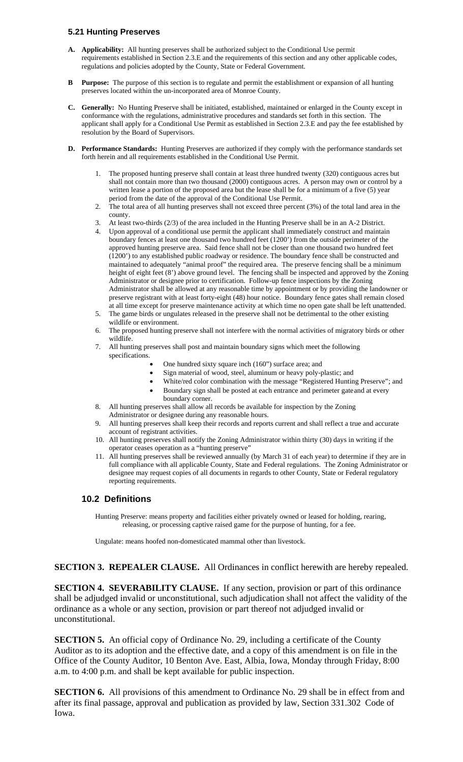### 5.21 Hunting Preserves

**A. Applicability:** All hunting preserves shall be authorized subject to the Conditional Use permit requirements established in Section 2.3.E and the requirements of this section and any other applicable codes, regulations and policies adopted by the County, State or Federal Government.

**B Purpose:** The purpose of this section is to regulate and permit the establishment or expansion of all hunting preserves located within the un-incorporated area of Monroe County.

**C. Generally:** No Hunting Preserve shall be initiated, established, maintained or enlarged in the County except in conformance with the regulations, administrative procedures and standards set forth in this section. The applicant shall apply for a Conditional Use Permit as established in Section 2.3.E and pay the fee established by resolution by the Board of Supervisors.

**D. Performance Standards:** Hunting Preserves are authorized if they comply with the performance standards set forth herein and all requirements established in the Conditional Use Permit.

1. The proposed hunting preserve shall contain at least three hundred twenty (320) contiguous acres but shall not contain more than two thousand (2000) contiguous acres. A person may own or control by a written lease a portion of the proposed area but the lease shall be for a minimum of a five (5) year period from the date of the approval of the Conditional Use Permit.
2. The total area of all hunting preserves shall not exceed three percent (3%) of the total land area in the county.
3. At least two-thirds (2/3) of the area included in the Hunting Preserve shall be in an A-2 District.
4. Upon approval of a conditional use permit the applicant shall immediately construct and maintain boundary fences at least one thousand two hundred feet (1200') from the outside perimeter of the approved hunting preserve area. Said fence shall not be closer than one thousand two hundred feet (1200') to any established public roadway or residence. The boundary fence shall be constructed and maintained to adequately "animal proof" the required area. The preserve fencing shall be a minimum height of eight feet (8') above ground level. The fencing shall be inspected and approved by the Zoning Administrator or designee prior to certification. Follow-up fence inspections by the Zoning Administrator shall be allowed at any reasonable time by appointment or by providing the landowner or preserve registrant with at least forty-eight (48) hour notice. Boundary fence gates shall remain closed at all time except for preserve maintenance activity at which time no open gate shall be left unattended.
5. The game birds or ungulates released in the preserve shall not be detrimental to the other existing wildlife or environment.
6. The proposed hunting preserve shall not interfere with the normal activities of migratory birds or other wildlife.
7. All hunting preserves shall post and maintain boundary signs which meet the following specifications.
   - One hundred sixty square inch (160") surface area; and
   - Sign material of wood, steel, aluminum or heavy poly-plastic; and
   - White/red color combination with the message "Registered Hunting Preserve"; and
   - Boundary sign shall be posted at each entrance and perimeter gate and at every boundary corner.
8. All hunting preserves shall allow all records be available for inspection by the Zoning Administrator or designee during any reasonable hours.
9. All hunting preserves shall keep their records and reports current and shall reflect a true and accurate account of registrant activities.
10. All hunting preserves shall notify the Zoning Administrator within thirty (30) days in writing if the operator ceases operation as a "hunting preserve"
11. All hunting preserves shall be reviewed annually (by March 31 of each year) to determine if they are in full compliance with all applicable County, State and Federal regulations. The Zoning Administrator or designee may request copies of all documents in regards to other County, State or Federal regulatory reporting requirements.

### 10.2 Definitions

Hunting Preserve: means property and facilities either privately owned or leased for holding, rearing, releasing, or processing captive raised game for the purpose of hunting, for a fee.

Ungulate: means hoofed non-domesticated mammal other than livestock.

**SECTION 3. REPEALER CLAUSE.** All Ordinances in conflict herewith are hereby repealed.

**SECTION 4. SEVERABILITY CLAUSE.** If any section, provision or part of this ordinance shall be adjudged invalid or unconstitutional, such adjudication shall not affect the validity of the ordinance as a whole or any section, provision or part thereof not adjudged invalid or unconstitutional.

**SECTION 5.** An official copy of Ordinance No. 29, including a certificate of the County Auditor as to its adoption and the effective date, and a copy of this amendment is on file in the Office of the County Auditor, 10 Benton Ave. East, Albia, Iowa, Monday through Friday, 8:00 a.m. to 4:00 p.m. and shall be kept available for public inspection.

**SECTION 6.** All provisions of this amendment to Ordinance No. 29 shall be in effect from and after its final passage, approval and publication as provided by law, Section 331.302 Code of Iowa.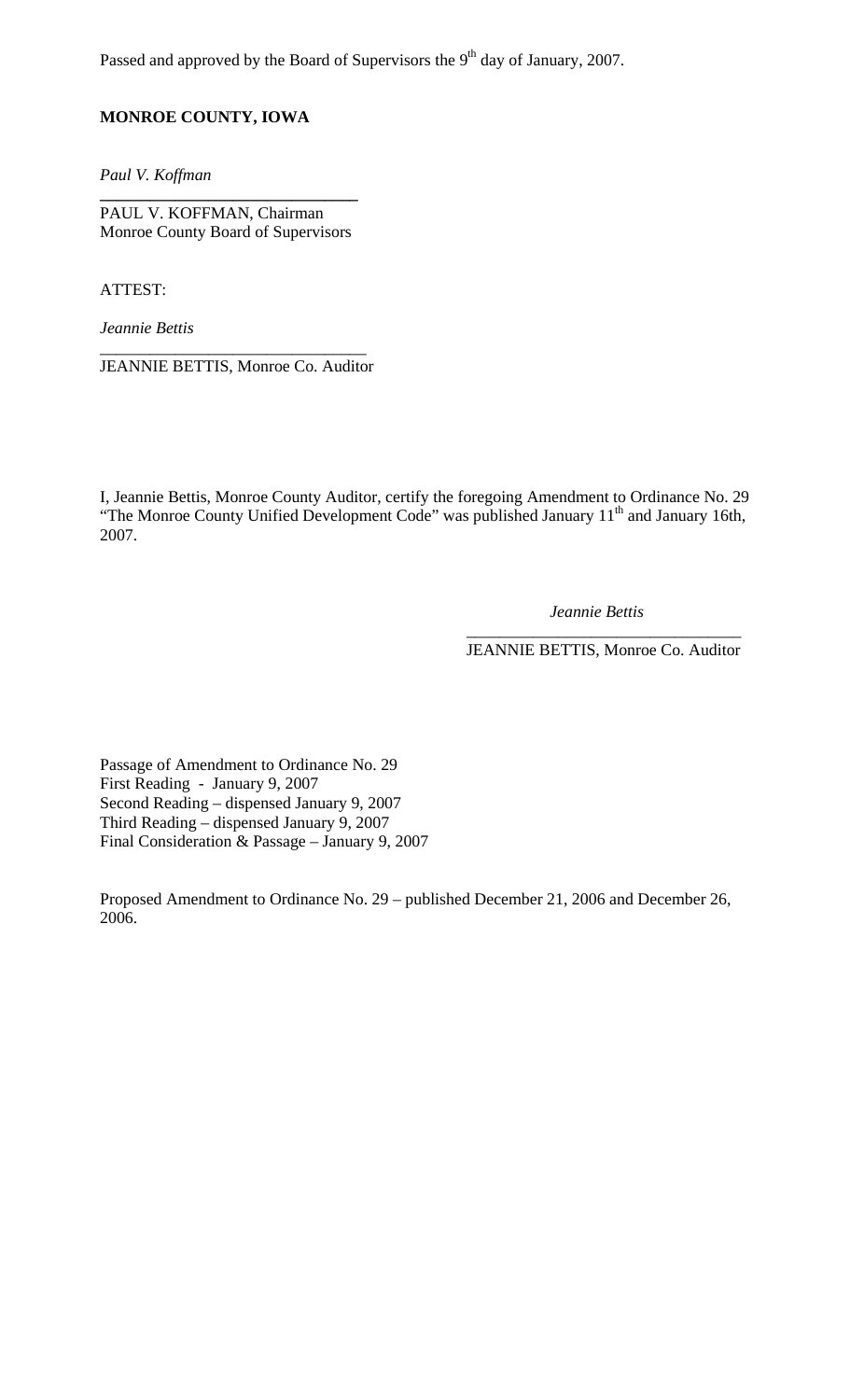Passed and approved by the Board of Supervisors the 9th day of January, 2007.

**MONROE COUNTY, IOWA**

*Paul V. Koffman*

______________________________

PAUL V. KOFFMAN, Chairman
Monroe County Board of Supervisors

ATTEST:

*Jeannie Bettis*

______________________________

JEANNIE BETTIS, Monroe Co. Auditor

I, Jeannie Bettis, Monroe County Auditor, certify the foregoing Amendment to Ordinance No. 29 "The Monroe County Unified Development Code" was published January 11th and January 16th, 2007.

*Jeannie Bettis*

______________________________

JEANNIE BETTIS, Monroe Co. Auditor

Passage of Amendment to Ordinance No. 29
First Reading - January 9, 2007
Second Reading – dispensed January 9, 2007
Third Reading – dispensed January 9, 2007
Final Consideration & Passage – January 9, 2007

Proposed Amendment to Ordinance No. 29 – published December 21, 2006 and December 26, 2006.